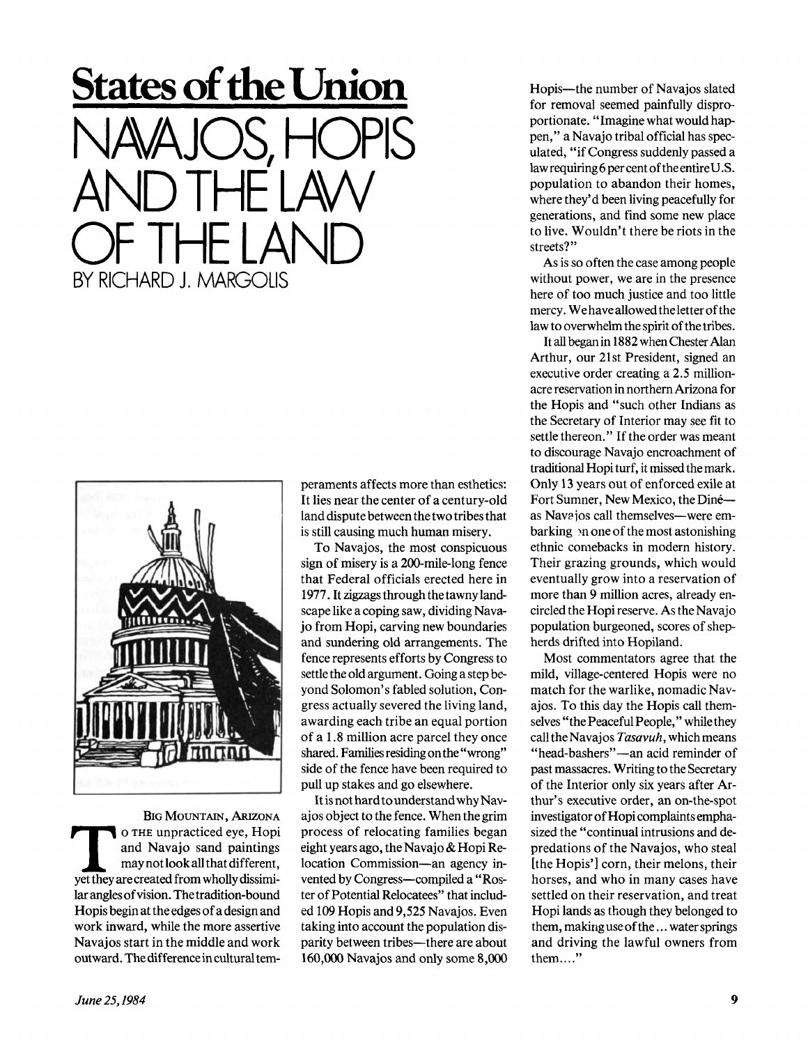# States of the Union

# NAVAJOS, HOPIS AND THE LAW OF THE LAND

BY RICHARD J. MARGOLIS

BIG MOUNTAIN, ARIZONA

TO THE unpracticed eye, Hopi and Navajo sand paintings may not look all that different, yet they are created from wholly dissimilar angles of vision. The tradition-bound Hopis begin at the edges of a design and work inward, while the more assertive Navajos start in the middle and work outward. The difference in cultural temperaments affects more than esthetics: It lies near the center of a century-old land dispute between the two tribes that is still causing much human misery.

To Navajos, the most conspicuous sign of misery is a 200-mile-long fence that Federal officials erected here in 1977. It zigzags through the tawny landscape like a coping saw, dividing Navajo from Hopi, carving new boundaries and sundering old arrangements. The fence represents efforts by Congress to settle the old argument. Going a step beyond Solomon's fabled solution, Congress actually severed the living land, awarding each tribe an equal portion of a 1.8 million acre parcel they once shared. Families residing on the "wrong" side of the fence have been required to pull up stakes and go elsewhere.

It is not hard to understand why Navajos object to the fence. When the grim process of relocating families began eight years ago, the Navajo & Hopi Relocation Commission—an agency invented by Congress—compiled a "Roster of Potential Relocatees" that included 109 Hopis and 9,525 Navajos. Even taking into account the population disparity between tribes—there are about 160,000 Navajos and only some 8,000 Hopis—the number of Navajos slated for removal seemed painfully disproportionate. "Imagine what would happen," a Navajo tribal official has speculated, "if Congress suddenly passed a law requiring 6 per cent of the entire U.S. population to abandon their homes, where they'd been living peacefully for generations, and find some new place to live. Wouldn't there be riots in the streets?"

As is so often the case among people without power, we are in the presence here of too much justice and too little mercy. We have allowed the letter of the law to overwhelm the spirit of the tribes.

It all began in 1882 when Chester Alan Arthur, our 21st President, signed an executive order creating a 2.5 million-acre reservation in northern Arizona for the Hopis and "such other Indians as the Secretary of Interior may see fit to settle thereon." If the order was meant to discourage Navajo encroachment of traditional Hopi turf, it missed the mark. Only 13 years out of enforced exile at Fort Sumner, New Mexico, the Diné—as Navajos call themselves—were embarking on one of the most astonishing ethnic comebacks in modern history. Their grazing grounds, which would eventually grow into a reservation of more than 9 million acres, already encircled the Hopi reserve. As the Navajo population burgeoned, scores of shepherds drifted into Hopiland.

Most commentators agree that the mild, village-centered Hopis were no match for the warlike, nomadic Navajos. To this day the Hopis call themselves "the Peaceful People," while they call the Navajos *Tasavuh*, which means "head-bashers"—an acid reminder of past massacres. Writing to the Secretary of the Interior only six years after Arthur's executive order, an on-the-spot investigator of Hopi complaints emphasized the "continual intrusions and depredations of the Navajos, who steal [the Hopis'] corn, their melons, their horses, and who in many cases have settled on their reservation, and treat Hopi lands as though they belonged to them, making use of the ... water springs and driving the lawful owners from them...."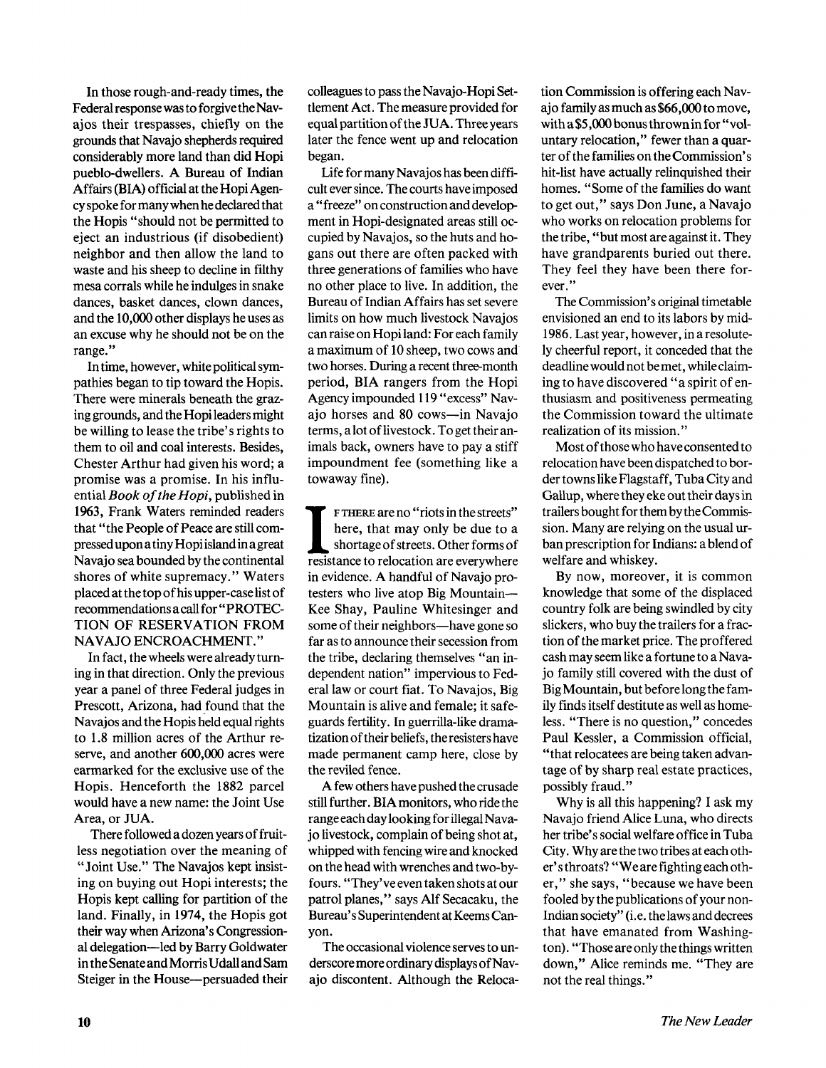In those rough-and-ready times, the Federal response was to forgive the Navajos their trespasses, chiefly on the grounds that Navajo shepherds required considerably more land than did Hopi pueblo-dwellers. A Bureau of Indian Affairs (BIA) official at the Hopi Agency spoke for many when he declared that the Hopis "should not be permitted to eject an industrious (if disobedient) neighbor and then allow the land to waste and his sheep to decline in filthy mesa corrals while he indulges in snake dances, basket dances, clown dances, and the 10,000 other displays he uses as an excuse why he should not be on the range."

In time, however, white political sympathies began to tip toward the Hopis. There were minerals beneath the grazing grounds, and the Hopi leaders might be willing to lease the tribe's rights to them to oil and coal interests. Besides, Chester Arthur had given his word; a promise was a promise. In his influential *Book of the Hopi*, published in 1963, Frank Waters reminded readers that "the People of Peace are still compressed upon a tiny Hopi island in a great Navajo sea bounded by the continental shores of white supremacy." Waters placed at the top of his upper-case list of recommendations a call for "PROTECTION OF RESERVATION FROM NAVAJO ENCROACHMENT."

In fact, the wheels were already turning in that direction. Only the previous year a panel of three Federal judges in Prescott, Arizona, had found that the Navajos and the Hopis held equal rights to 1.8 million acres of the Arthur reserve, and another 600,000 acres were earmarked for the exclusive use of the Hopis. Henceforth the 1882 parcel would have a new name: the Joint Use Area, or JUA.

There followed a dozen years of fruitless negotiation over the meaning of "Joint Use." The Navajos kept insisting on buying out Hopi interests; the Hopis kept calling for partition of the land. Finally, in 1974, the Hopis got their way when Arizona's Congressional delegation—led by Barry Goldwater in the Senate and Morris Udall and Sam Steiger in the House—persuaded their colleagues to pass the Navajo-Hopi Settlement Act. The measure provided for equal partition of the JUA. Three years later the fence went up and relocation began.

Life for many Navajos has been difficult ever since. The courts have imposed a "freeze" on construction and development in Hopi-designated areas still occupied by Navajos, so the huts and hogans out there are often packed with three generations of families who have no other place to live. In addition, the Bureau of Indian Affairs has set severe limits on how much livestock Navajos can raise on Hopi land: For each family a maximum of 10 sheep, two cows and two horses. During a recent three-month period, BIA rangers from the Hopi Agency impounded 119 "excess" Navajo horses and 80 cows—in Navajo terms, a lot of livestock. To get their animals back, owners have to pay a stiff impoundment fee (something like a towaway fine).

If there are no "riots in the streets" here, that may only be due to a shortage of streets. Other forms of resistance to relocation are everywhere in evidence. A handful of Navajo protesters who live atop Big Mountain—Kee Shay, Pauline Whitesinger and some of their neighbors—have gone so far as to announce their secession from the tribe, declaring themselves "an independent nation" impervious to Federal law or court fiat. To Navajos, Big Mountain is alive and female; it safeguards fertility. In guerrilla-like dramatization of their beliefs, the resisters have made permanent camp here, close by the reviled fence.

A few others have pushed the crusade still further. BIA monitors, who ride the range each day looking for illegal Navajo livestock, complain of being shot at, whipped with fencing wire and knocked on the head with wrenches and two-by-fours. "They've even taken shots at our patrol planes," says Alf Secacaku, the Bureau's Superintendent at Keems Canyon.

The occasional violence serves to underscore more ordinary displays of Navajo discontent. Although the Relocation Commission is offering each Navajo family as much as $66,000 to move, with a $5,000 bonus thrown in for "voluntary relocation," fewer than a quarter of the families on the Commission's hit-list have actually relinquished their homes. "Some of the families do want to get out," says Don June, a Navajo who works on relocation problems for the tribe, "but most are against it. They have grandparents buried out there. They feel they have been there forever."

The Commission's original timetable envisioned an end to its labors by mid-1986. Last year, however, in a resolutely cheerful report, it conceded that the deadline would not be met, while claiming to have discovered "a spirit of enthusiasm and positiveness permeating the Commission toward the ultimate realization of its mission."

Most of those who have consented to relocation have been dispatched to border towns like Flagstaff, Tuba City and Gallup, where they eke out their days in trailers bought for them by the Commission. Many are relying on the usual urban prescription for Indians: a blend of welfare and whiskey.

By now, moreover, it is common knowledge that some of the displaced country folk are being swindled by city slickers, who buy the trailers for a fraction of the market price. The proffered cash may seem like a fortune to a Navajo family still covered with the dust of Big Mountain, but before long the family finds itself destitute as well as homeless. "There is no question," concedes Paul Kessler, a Commission official, "that relocatees are being taken advantage of by sharp real estate practices, possibly fraud."

Why is all this happening? I ask my Navajo friend Alice Luna, who directs her tribe's social welfare office in Tuba City. Why are the two tribes at each other's throats? "We are fighting each other," she says, "because we have been fooled by the publications of your non-Indian society" (i.e. the laws and decrees that have emanated from Washington). "Those are only the things written down," Alice reminds me. "They are not the real things."